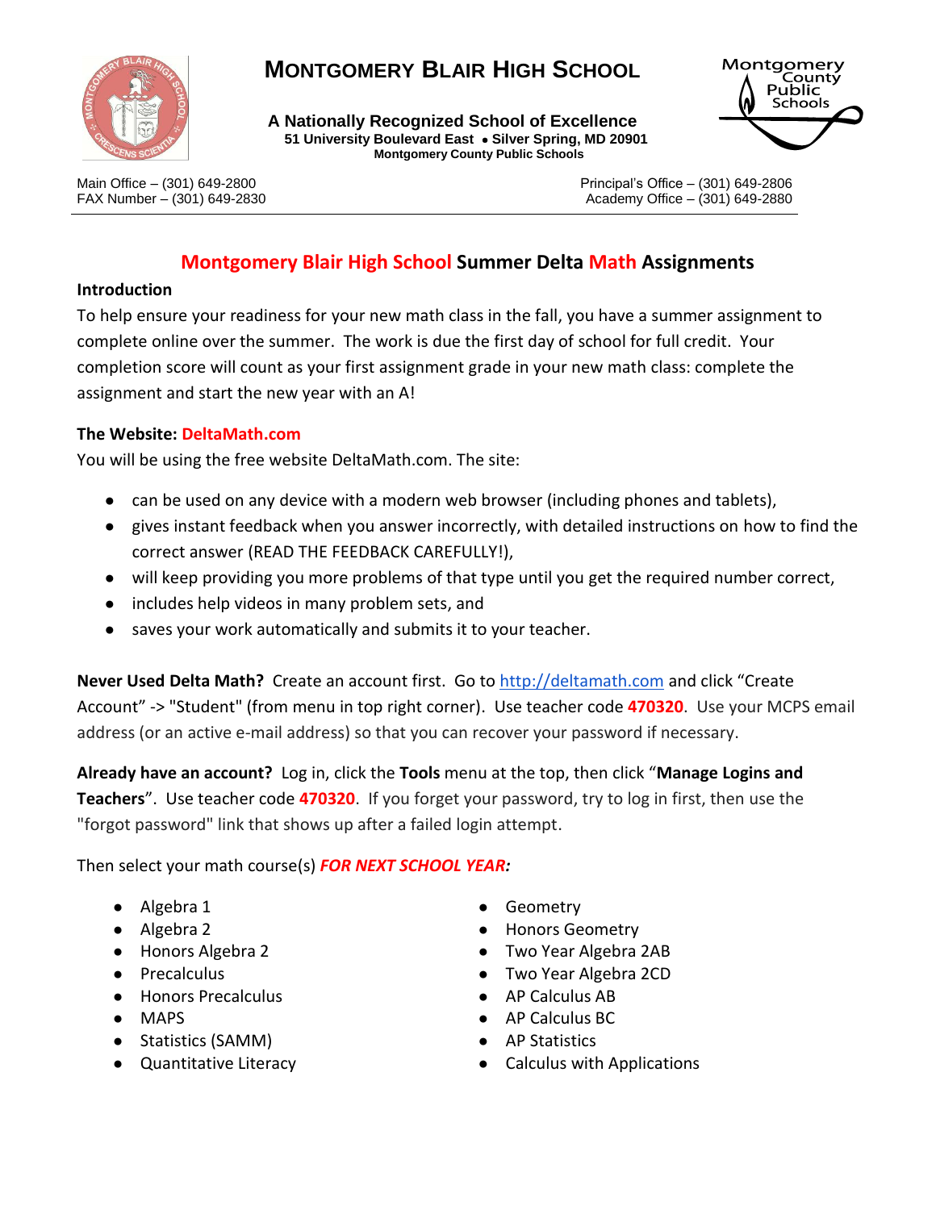# MONTGOMERY BLAIR HIGH SCHOOL

**A Nationally Recognized School of Excellence**
**51 University Boulevard East • Silver Spring, MD 20901**
**Montgomery County Public Schools**

Main Office – (301) 649-2800
FAX Number – (301) 649-2830

Principal's Office – (301) 649-2806
Academy Office – (301) 649-2880

## Montgomery Blair High School Summer Delta Math Assignments

### Introduction

To help ensure your readiness for your new math class in the fall, you have a summer assignment to complete online over the summer. The work is due the first day of school for full credit. Your completion score will count as your first assignment grade in your new math class: complete the assignment and start the new year with an A!

### The Website: DeltaMath.com

You will be using the free website DeltaMath.com. The site:

- can be used on any device with a modern web browser (including phones and tablets),
- gives instant feedback when you answer incorrectly, with detailed instructions on how to find the correct answer (READ THE FEEDBACK CAREFULLY!),
- will keep providing you more problems of that type until you get the required number correct,
- includes help videos in many problem sets, and
- saves your work automatically and submits it to your teacher.

**Never Used Delta Math?** Create an account first. Go to http://deltamath.com and click "Create Account" -> "Student" (from menu in top right corner). Use teacher code **470320**. Use your MCPS email address (or an active e-mail address) so that you can recover your password if necessary.

**Already have an account?** Log in, click the **Tools** menu at the top, then click "**Manage Logins and Teachers**". Use teacher code **470320**. If you forget your password, try to log in first, then use the "forgot password" link that shows up after a failed login attempt.

Then select your math course(s) ***FOR NEXT SCHOOL YEAR:***

- Algebra 1
- Algebra 2
- Honors Algebra 2
- Precalculus
- Honors Precalculus
- MAPS
- Statistics (SAMM)
- Quantitative Literacy
- Geometry
- Honors Geometry
- Two Year Algebra 2AB
- Two Year Algebra 2CD
- AP Calculus AB
- AP Calculus BC
- AP Statistics
- Calculus with Applications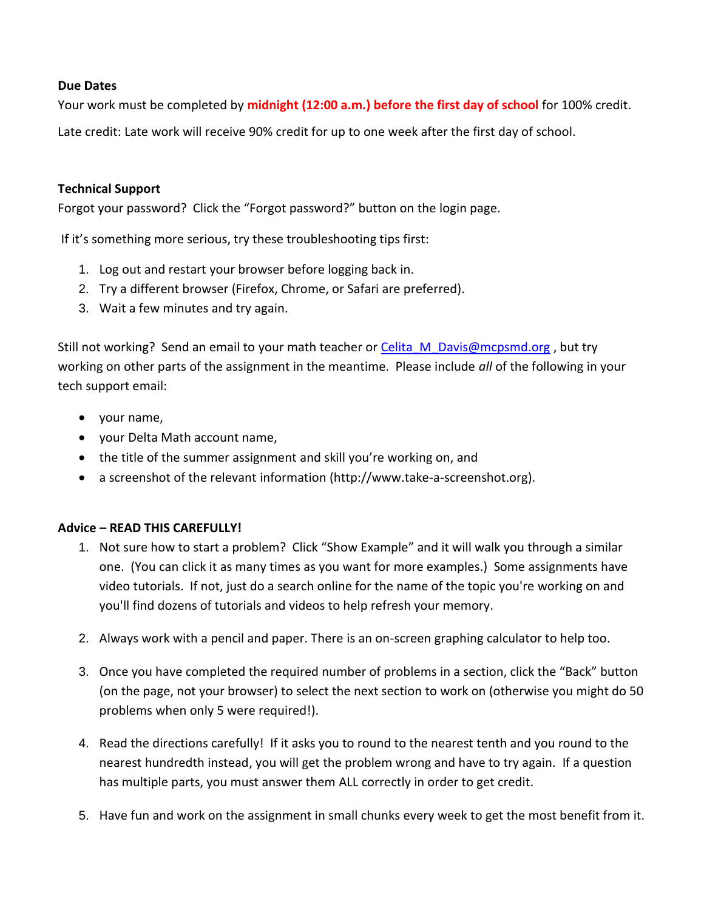**Due Dates**

Your work must be completed by **midnight (12:00 a.m.) before the first day of school** for 100% credit.

Late credit: Late work will receive 90% credit for up to one week after the first day of school.

**Technical Support**

Forgot your password? Click the "Forgot password?" button on the login page.

If it's something more serious, try these troubleshooting tips first:

1. Log out and restart your browser before logging back in.
2. Try a different browser (Firefox, Chrome, or Safari are preferred).
3. Wait a few minutes and try again.

Still not working? Send an email to your math teacher or Celita_M_Davis@mcpsmd.org , but try working on other parts of the assignment in the meantime. Please include *all* of the following in your tech support email:

- your name,
- your Delta Math account name,
- the title of the summer assignment and skill you're working on, and
- a screenshot of the relevant information (http://www.take-a-screenshot.org).

**Advice – READ THIS CAREFULLY!**

1. Not sure how to start a problem? Click "Show Example" and it will walk you through a similar one. (You can click it as many times as you want for more examples.) Some assignments have video tutorials. If not, just do a search online for the name of the topic you're working on and you'll find dozens of tutorials and videos to help refresh your memory.

2. Always work with a pencil and paper. There is an on-screen graphing calculator to help too.

3. Once you have completed the required number of problems in a section, click the "Back" button (on the page, not your browser) to select the next section to work on (otherwise you might do 50 problems when only 5 were required!).

4. Read the directions carefully! If it asks you to round to the nearest tenth and you round to the nearest hundredth instead, you will get the problem wrong and have to try again. If a question has multiple parts, you must answer them ALL correctly in order to get credit.

5. Have fun and work on the assignment in small chunks every week to get the most benefit from it.